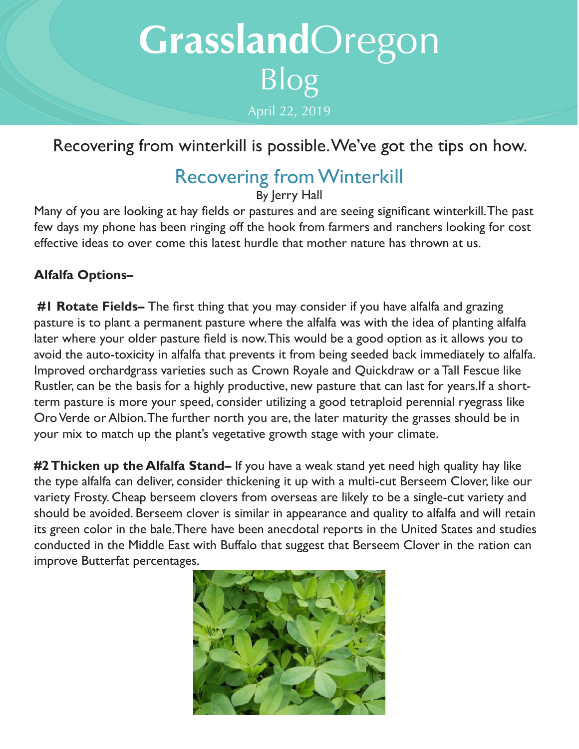# **Grassland**Oregon Blog

April 22, 2019

Recovering from winterkill is possible. We've got the tips on how.

## Recovering from Winterkill

By Jerry Hall

Many of you are looking at hay fields or pastures and are seeing significant winterkill. The past few days my phone has been ringing off the hook from farmers and ranchers looking for cost effective ideas to over come this latest hurdle that mother nature has thrown at us.

**Alfalfa Options–**

**#1 Rotate Fields–** The first thing that you may consider if you have alfalfa and grazing pasture is to plant a permanent pasture where the alfalfa was with the idea of planting alfalfa later where your older pasture field is now. This would be a good option as it allows you to avoid the auto-toxicity in alfalfa that prevents it from being seeded back immediately to alfalfa. Improved orchardgrass varieties such as Crown Royale and Quickdraw or a Tall Fescue like Rustler, can be the basis for a highly productive, new pasture that can last for years. If a short-term pasture is more your speed, consider utilizing a good tetraploid perennial ryegrass like Oro Verde or Albion. The further north you are, the later maturity the grasses should be in your mix to match up the plant's vegetative growth stage with your climate.

**#2 Thicken up the Alfalfa Stand–** If you have a weak stand yet need high quality hay like the type alfalfa can deliver, consider thickening it up with a multi-cut Berseem Clover, like our variety Frosty. Cheap berseem clovers from overseas are likely to be a single-cut variety and should be avoided. Berseem clover is similar in appearance and quality to alfalfa and will retain its green color in the bale. There have been anecdotal reports in the United States and studies conducted in the Middle East with Buffalo that suggest that Berseem Clover in the ration can improve Butterfat percentages.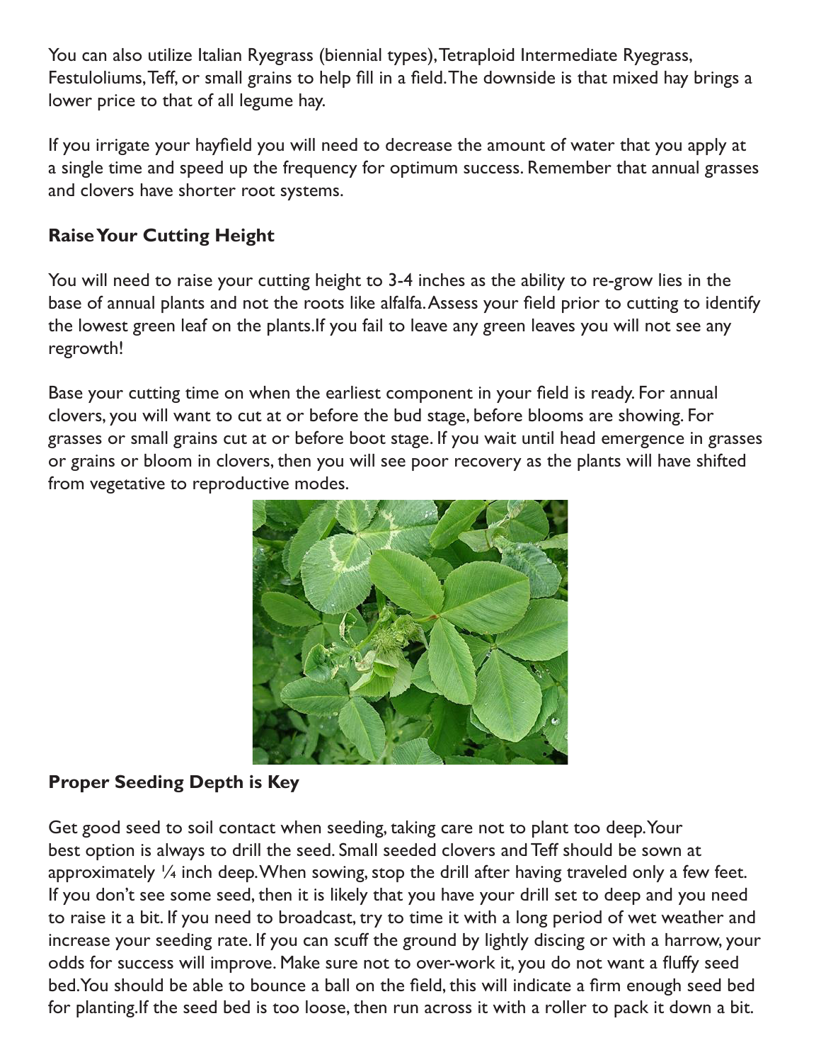You can also utilize Italian Ryegrass (biennial types), Tetraploid Intermediate Ryegrass, Festuloliums, Teff, or small grains to help fill in a field. The downside is that mixed hay brings a lower price to that of all legume hay.

If you irrigate your hayfield you will need to decrease the amount of water that you apply at a single time and speed up the frequency for optimum success. Remember that annual grasses and clovers have shorter root systems.

**Raise Your Cutting Height**

You will need to raise your cutting height to 3-4 inches as the ability to re-grow lies in the base of annual plants and not the roots like alfalfa. Assess your field prior to cutting to identify the lowest green leaf on the plants. If you fail to leave any green leaves you will not see any regrowth!

Base your cutting time on when the earliest component in your field is ready. For annual clovers, you will want to cut at or before the bud stage, before blooms are showing. For grasses or small grains cut at or before boot stage. If you wait until head emergence in grasses or grains or bloom in clovers, then you will see poor recovery as the plants will have shifted from vegetative to reproductive modes.

**Proper Seeding Depth is Key**

Get good seed to soil contact when seeding, taking care not to plant too deep. Your best option is always to drill the seed. Small seeded clovers and Teff should be sown at approximately ¼ inch deep. When sowing, stop the drill after having traveled only a few feet. If you don't see some seed, then it is likely that you have your drill set to deep and you need to raise it a bit. If you need to broadcast, try to time it with a long period of wet weather and increase your seeding rate. If you can scuff the ground by lightly discing or with a harrow, your odds for success will improve. Make sure not to over-work it, you do not want a fluffy seed bed. You should be able to bounce a ball on the field, this will indicate a firm enough seed bed for planting. If the seed bed is too loose, then run across it with a roller to pack it down a bit.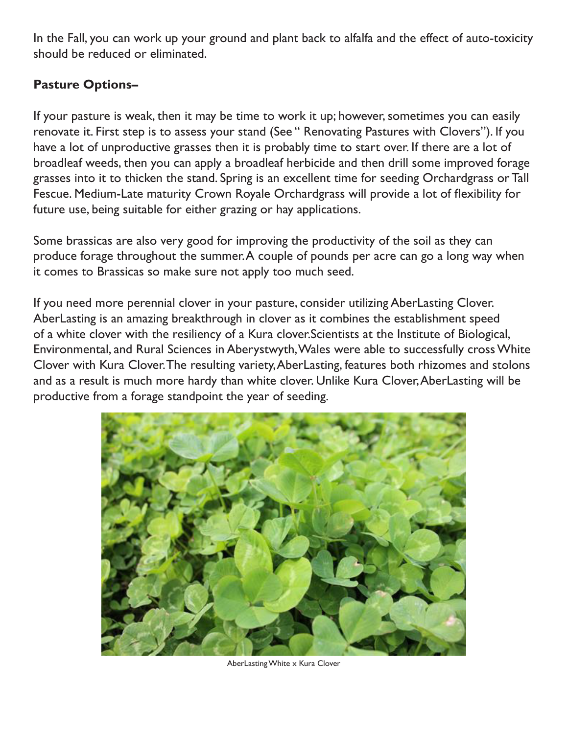In the Fall, you can work up your ground and plant back to alfalfa and the effect of auto-toxicity should be reduced or eliminated.

**Pasture Options–**

If your pasture is weak, then it may be time to work it up; however, sometimes you can easily renovate it. First step is to assess your stand (See " Renovating Pastures with Clovers"). If you have a lot of unproductive grasses then it is probably time to start over. If there are a lot of broadleaf weeds, then you can apply a broadleaf herbicide and then drill some improved forage grasses into it to thicken the stand. Spring is an excellent time for seeding Orchardgrass or Tall Fescue. Medium-Late maturity Crown Royale Orchardgrass will provide a lot of flexibility for future use, being suitable for either grazing or hay applications.

Some brassicas are also very good for improving the productivity of the soil as they can produce forage throughout the summer. A couple of pounds per acre can go a long way when it comes to Brassicas so make sure not apply too much seed.

If you need more perennial clover in your pasture, consider utilizing AberLasting Clover. AberLasting is an amazing breakthrough in clover as it combines the establishment speed of a white clover with the resiliency of a Kura clover. Scientists at the Institute of Biological, Environmental, and Rural Sciences in Aberystwyth, Wales were able to successfully cross White Clover with Kura Clover. The resulting variety, AberLasting, features both rhizomes and stolons and as a result is much more hardy than white clover. Unlike Kura Clover, AberLasting will be productive from a forage standpoint the year of seeding.

AberLasting White x Kura Clover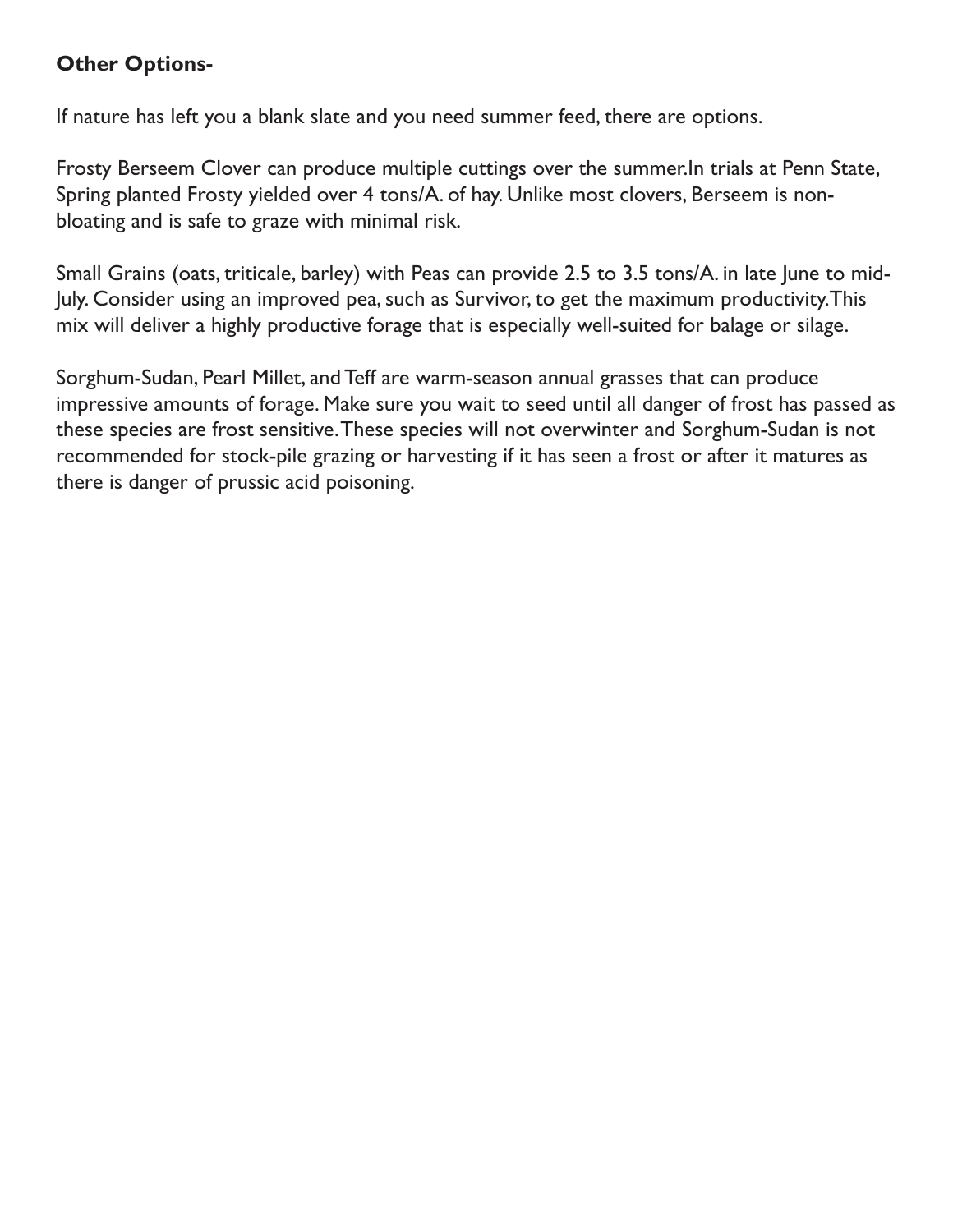**Other Options-**

If nature has left you a blank slate and you need summer feed, there are options.

Frosty Berseem Clover can produce multiple cuttings over the summer.In trials at Penn State, Spring planted Frosty yielded over 4 tons/A. of hay. Unlike most clovers, Berseem is non-bloating and is safe to graze with minimal risk.

Small Grains (oats, triticale, barley) with Peas can provide 2.5 to 3.5 tons/A. in late June to mid-July. Consider using an improved pea, such as Survivor, to get the maximum productivity.This mix will deliver a highly productive forage that is especially well-suited for balage or silage.

Sorghum-Sudan, Pearl Millet, and Teff are warm-season annual grasses that can produce impressive amounts of forage. Make sure you wait to seed until all danger of frost has passed as these species are frost sensitive.These species will not overwinter and Sorghum-Sudan is not recommended for stock-pile grazing or harvesting if it has seen a frost or after it matures as there is danger of prussic acid poisoning.